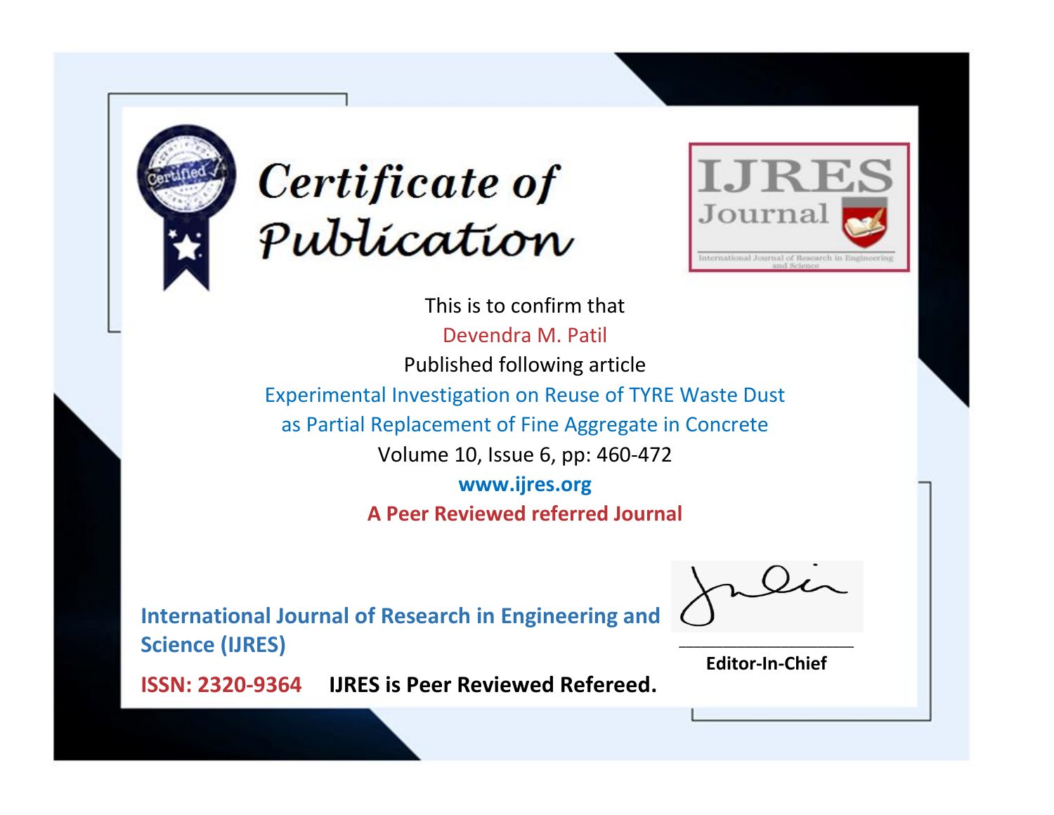# Certificate of Publication

**IJRES Journal**

International Journal of Research in Engineering and Science

This is to confirm that

Devendra M. Patil

Published following article

Experimental Investigation on Reuse of TYRE Waste Dust as Partial Replacement of Fine Aggregate in Concrete

Volume 10, Issue 6, pp: 460-472

**www.ijres.org**

**A Peer Reviewed referred Journal**

**International Journal of Research in Engineering and Science (IJRES)**

**ISSN: 2320-9364** **IJRES is Peer Reviewed Refereed.**

**Editor-In-Chief**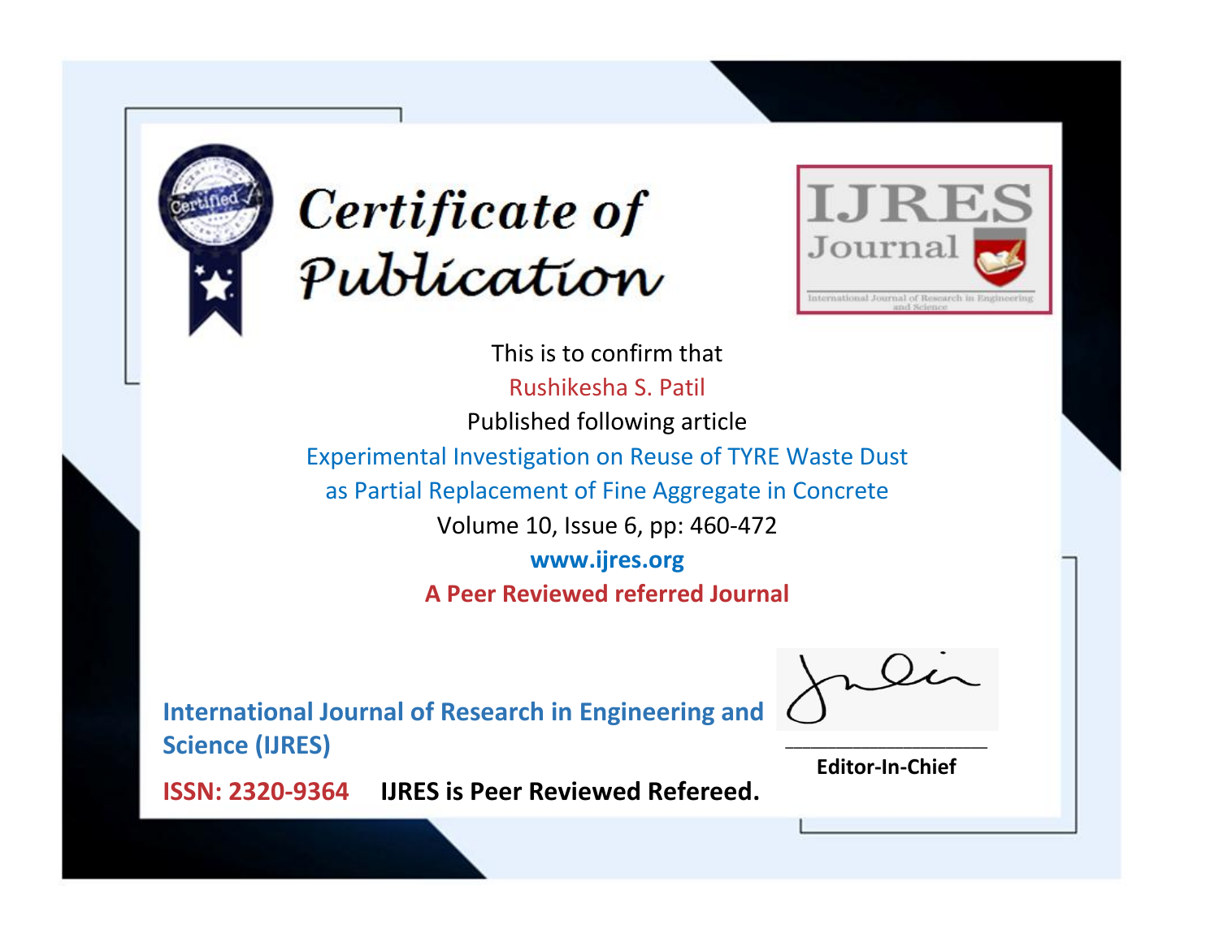# Certificate of Publication

IJRES Journal

International Journal of Research in Engineering and Science

This is to confirm that

Rushikesha S. Patil

Published following article

Experimental Investigation on Reuse of TYRE Waste Dust as Partial Replacement of Fine Aggregate in Concrete

Volume 10, Issue 6, pp: 460-472

**www.ijres.org**

**A Peer Reviewed referred Journal**

**International Journal of Research in Engineering and Science (IJRES)**

**Editor-In-Chief**

**ISSN: 2320-9364** **IJRES is Peer Reviewed Refereed.**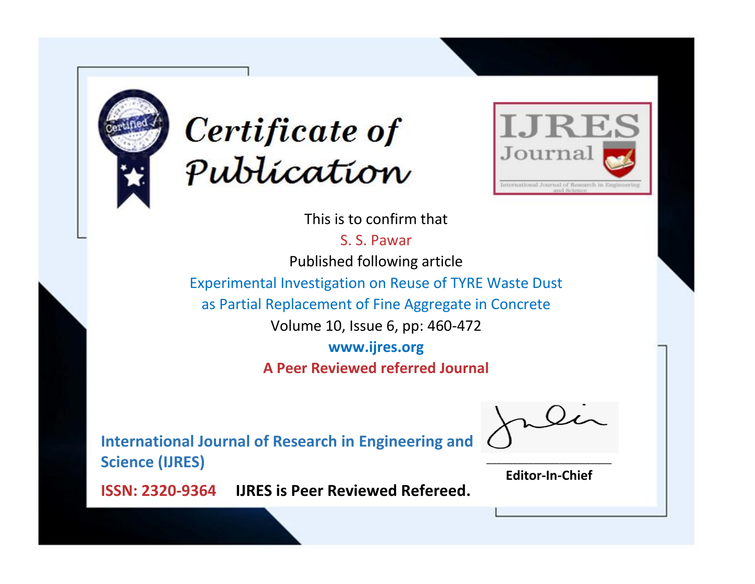# Certificate of Publication

IJRES Journal

International Journal of Research in Engineering and Science

This is to confirm that

S. S. Pawar

Published following article

Experimental Investigation on Reuse of TYRE Waste Dust as Partial Replacement of Fine Aggregate in Concrete

Volume 10, Issue 6, pp: 460-472

**www.ijres.org**

**A Peer Reviewed referred Journal**

**International Journal of Research in Engineering and Science (IJRES)**

**ISSN: 2320-9364** **IJRES is Peer Reviewed Refereed.**

**Editor-In-Chief**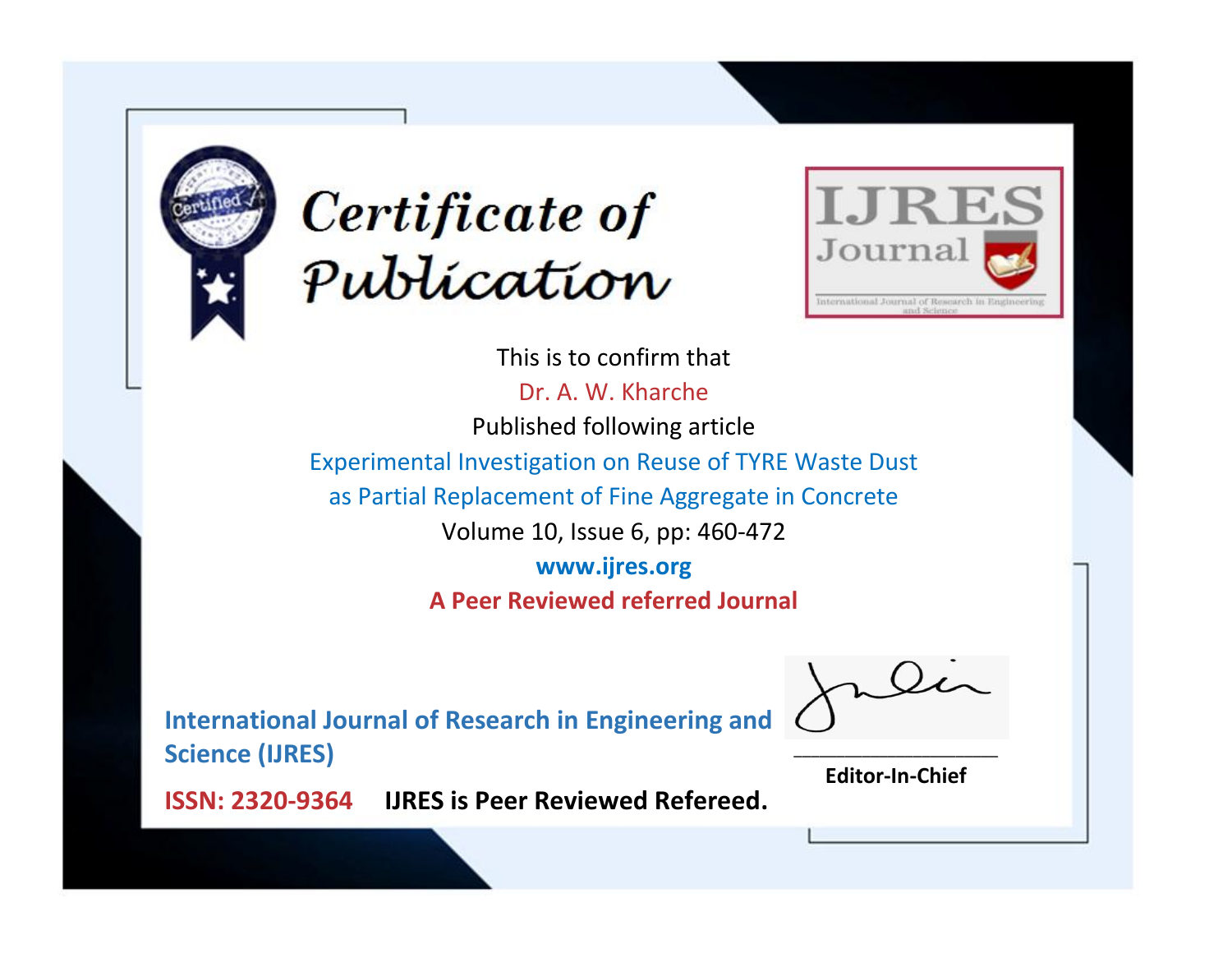# Certificate of Publication

IJRES Journal

International Journal of Research in Engineering and Science

This is to confirm that

Dr. A. W. Kharche

Published following article

Experimental Investigation on Reuse of TYRE Waste Dust as Partial Replacement of Fine Aggregate in Concrete

Volume 10, Issue 6, pp: 460-472

**www.ijres.org**

**A Peer Reviewed referred Journal**

**International Journal of Research in Engineering and Science (IJRES)**

**ISSN: 2320-9364** **IJRES is Peer Reviewed Refereed.**

**Editor-In-Chief**